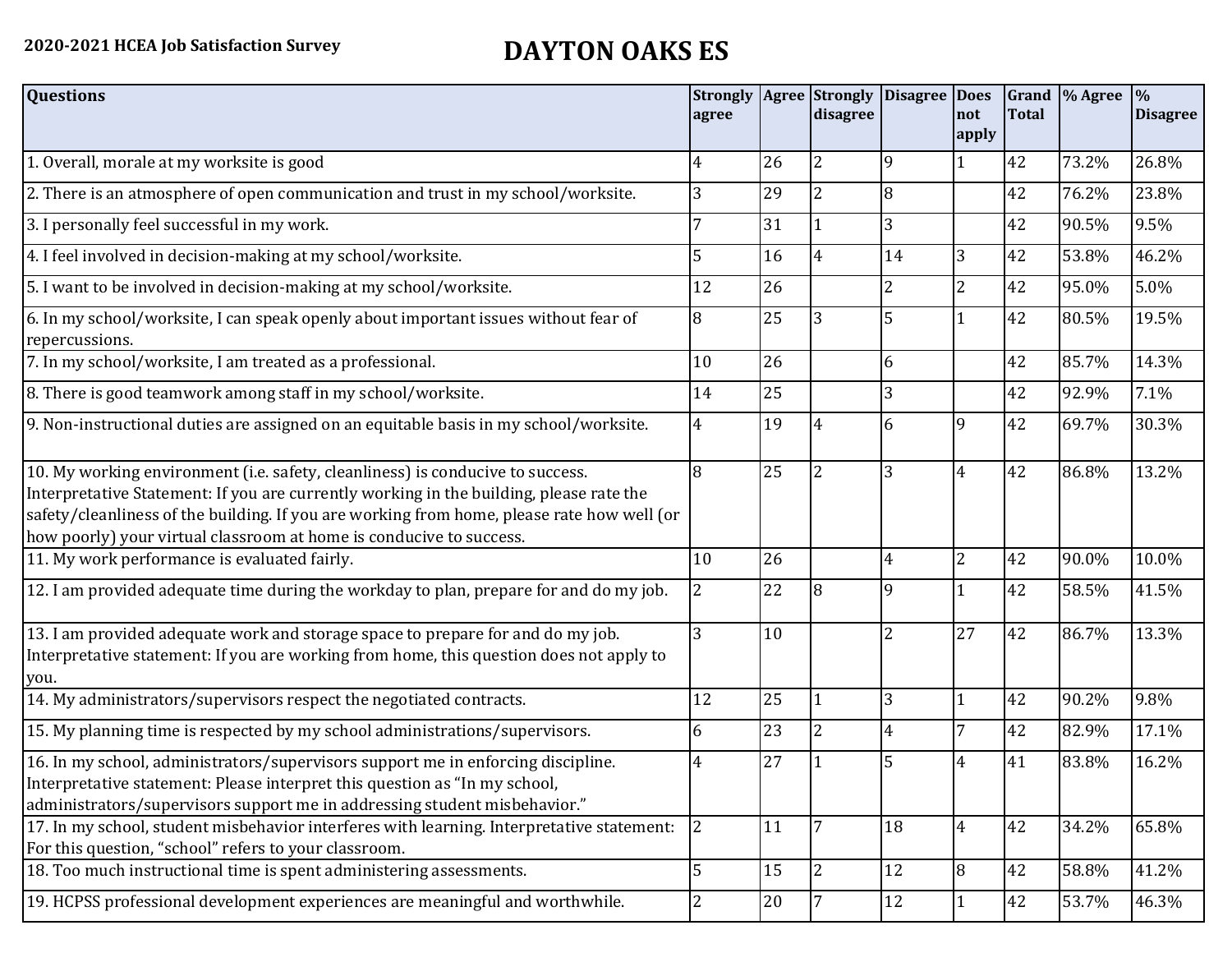**2020-2021 HCEA Job Satisfaction Survey**

# DAYTON OAKS ES

| Questions | Strongly agree | Agree | Strongly disagree | Disagree | Does not apply | Grand Total | % Agree | % Disagree |
|---|---|---|---|---|---|---|---|---|
| 1. Overall, morale at my worksite is good | 4 | 26 | 2 | 9 | 1 | 42 | 73.2% | 26.8% |
| 2. There is an atmosphere of open communication and trust in my school/worksite. | 3 | 29 | 2 | 8 | | 42 | 76.2% | 23.8% |
| 3. I personally feel successful in my work. | 7 | 31 | 1 | 3 | | 42 | 90.5% | 9.5% |
| 4. I feel involved in decision-making at my school/worksite. | 5 | 16 | 4 | 14 | 3 | 42 | 53.8% | 46.2% |
| 5. I want to be involved in decision-making at my school/worksite. | 12 | 26 | | 2 | 2 | 42 | 95.0% | 5.0% |
| 6. In my school/worksite, I can speak openly about important issues without fear of repercussions. | 8 | 25 | 3 | 5 | 1 | 42 | 80.5% | 19.5% |
| 7. In my school/worksite, I am treated as a professional. | 10 | 26 | | 6 | | 42 | 85.7% | 14.3% |
| 8. There is good teamwork among staff in my school/worksite. | 14 | 25 | | 3 | | 42 | 92.9% | 7.1% |
| 9. Non-instructional duties are assigned on an equitable basis in my school/worksite. | 4 | 19 | 4 | 6 | 9 | 42 | 69.7% | 30.3% |
| 10. My working environment (i.e. safety, cleanliness) is conducive to success. Interpretative Statement: If you are currently working in the building, please rate the safety/cleanliness of the building. If you are working from home, please rate how well (or how poorly) your virtual classroom at home is conducive to success. | 8 | 25 | 2 | 3 | 4 | 42 | 86.8% | 13.2% |
| 11. My work performance is evaluated fairly. | 10 | 26 | | 4 | 2 | 42 | 90.0% | 10.0% |
| 12. I am provided adequate time during the workday to plan, prepare for and do my job. | 2 | 22 | 8 | 9 | 1 | 42 | 58.5% | 41.5% |
| 13. I am provided adequate work and storage space to prepare for and do my job. Interpretative statement: If you are working from home, this question does not apply to you. | 3 | 10 | | 2 | 27 | 42 | 86.7% | 13.3% |
| 14. My administrators/supervisors respect the negotiated contracts. | 12 | 25 | 1 | 3 | 1 | 42 | 90.2% | 9.8% |
| 15. My planning time is respected by my school administrations/supervisors. | 6 | 23 | 2 | 4 | 7 | 42 | 82.9% | 17.1% |
| 16. In my school, administrators/supervisors support me in enforcing discipline. Interpretative statement: Please interpret this question as "In my school, administrators/supervisors support me in addressing student misbehavior." | 4 | 27 | 1 | 5 | 4 | 41 | 83.8% | 16.2% |
| 17. In my school, student misbehavior interferes with learning. Interpretative statement: For this question, "school" refers to your classroom. | 2 | 11 | 7 | 18 | 4 | 42 | 34.2% | 65.8% |
| 18. Too much instructional time is spent administering assessments. | 5 | 15 | 2 | 12 | 8 | 42 | 58.8% | 41.2% |
| 19. HCPSS professional development experiences are meaningful and worthwhile. | 2 | 20 | 7 | 12 | 1 | 42 | 53.7% | 46.3% |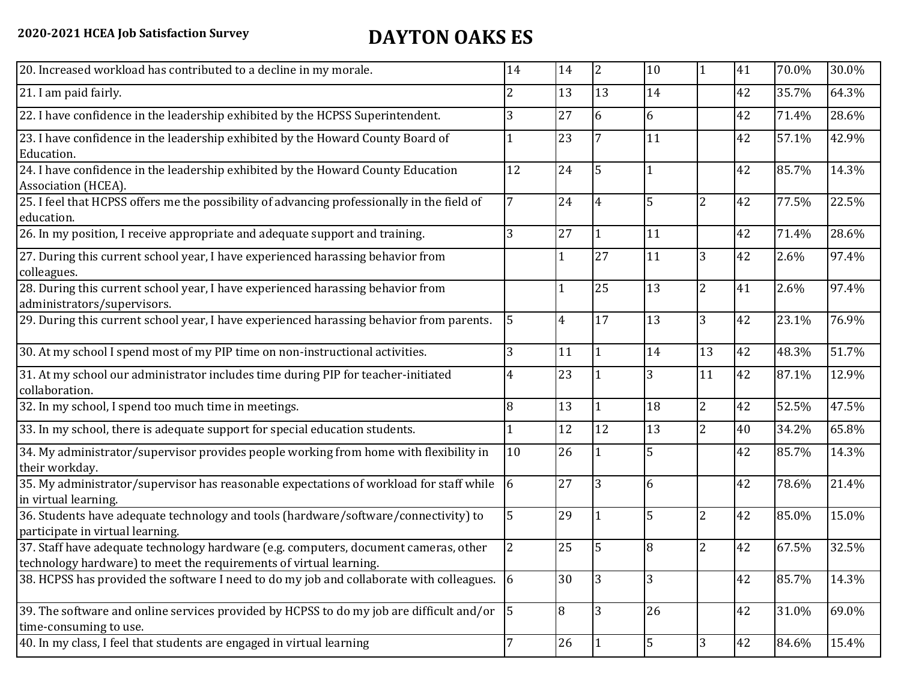**2020-2021 HCEA Job Satisfaction Survey**

# DAYTON OAKS ES

| | | | | | | | | |
|---|---|---|---|---|---|---|---|---|
| 20. Increased workload has contributed to a decline in my morale. | 14 | 14 | 2 | 10 | 1 | 41 | 70.0% | 30.0% |
| 21. I am paid fairly. | 2 | 13 | 13 | 14 | | 42 | 35.7% | 64.3% |
| 22. I have confidence in the leadership exhibited by the HCPSS Superintendent. | 3 | 27 | 6 | 6 | | 42 | 71.4% | 28.6% |
| 23. I have confidence in the leadership exhibited by the Howard County Board of Education. | 1 | 23 | 7 | 11 | | 42 | 57.1% | 42.9% |
| 24. I have confidence in the leadership exhibited by the Howard County Education Association (HCEA). | 12 | 24 | 5 | 1 | | 42 | 85.7% | 14.3% |
| 25. I feel that HCPSS offers me the possibility of advancing professionally in the field of education. | 7 | 24 | 4 | 5 | 2 | 42 | 77.5% | 22.5% |
| 26. In my position, I receive appropriate and adequate support and training. | 3 | 27 | 1 | 11 | | 42 | 71.4% | 28.6% |
| 27. During this current school year, I have experienced harassing behavior from colleagues. | | 1 | 27 | 11 | 3 | 42 | 2.6% | 97.4% |
| 28. During this current school year, I have experienced harassing behavior from administrators/supervisors. | | 1 | 25 | 13 | 2 | 41 | 2.6% | 97.4% |
| 29. During this current school year, I have experienced harassing behavior from parents. | 5 | 4 | 17 | 13 | 3 | 42 | 23.1% | 76.9% |
| 30. At my school I spend most of my PIP time on non-instructional activities. | 3 | 11 | 1 | 14 | 13 | 42 | 48.3% | 51.7% |
| 31. At my school our administrator includes time during PIP for teacher-initiated collaboration. | 4 | 23 | 1 | 3 | 11 | 42 | 87.1% | 12.9% |
| 32. In my school, I spend too much time in meetings. | 8 | 13 | 1 | 18 | 2 | 42 | 52.5% | 47.5% |
| 33. In my school, there is adequate support for special education students. | 1 | 12 | 12 | 13 | 2 | 40 | 34.2% | 65.8% |
| 34. My administrator/supervisor provides people working from home with flexibility in their workday. | 10 | 26 | 1 | 5 | | 42 | 85.7% | 14.3% |
| 35. My administrator/supervisor has reasonable expectations of workload for staff while in virtual learning. | 6 | 27 | 3 | 6 | | 42 | 78.6% | 21.4% |
| 36. Students have adequate technology and tools (hardware/software/connectivity) to participate in virtual learning. | 5 | 29 | 1 | 5 | 2 | 42 | 85.0% | 15.0% |
| 37. Staff have adequate technology hardware (e.g. computers, document cameras, other technology hardware) to meet the requirements of virtual learning. | 2 | 25 | 5 | 8 | 2 | 42 | 67.5% | 32.5% |
| 38. HCPSS has provided the software I need to do my job and collaborate with colleagues. | 6 | 30 | 3 | 3 | | 42 | 85.7% | 14.3% |
| 39. The software and online services provided by HCPSS to do my job are difficult and/or time-consuming to use. | 5 | 8 | 3 | 26 | | 42 | 31.0% | 69.0% |
| 40. In my class, I feel that students are engaged in virtual learning | 7 | 26 | 1 | 5 | 3 | 42 | 84.6% | 15.4% |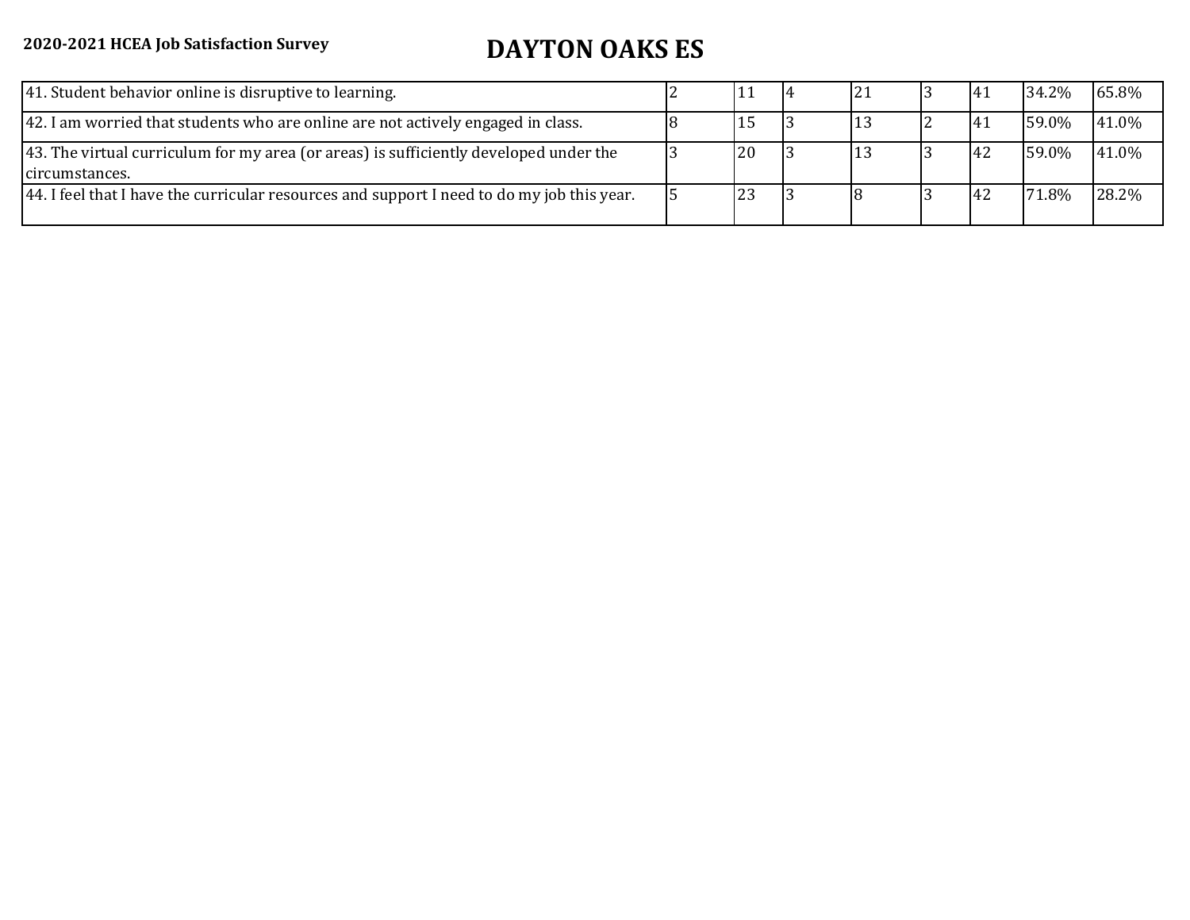2020-2021 HCEA Job Satisfaction Survey

# DAYTON OAKS ES

| | | | | | | | | |
|---|---|---|---|---|---|---|---|---|
| 41. Student behavior online is disruptive to learning. | 2 | 11 | 4 | 21 | 3 | 41 | 34.2% | 65.8% |
| 42. I am worried that students who are online are not actively engaged in class. | 8 | 15 | 3 | 13 | 2 | 41 | 59.0% | 41.0% |
| 43. The virtual curriculum for my area (or areas) is sufficiently developed under the circumstances. | 3 | 20 | 3 | 13 | 3 | 42 | 59.0% | 41.0% |
| 44. I feel that I have the curricular resources and support I need to do my job this year. | 5 | 23 | 3 | 8 | 3 | 42 | 71.8% | 28.2% |